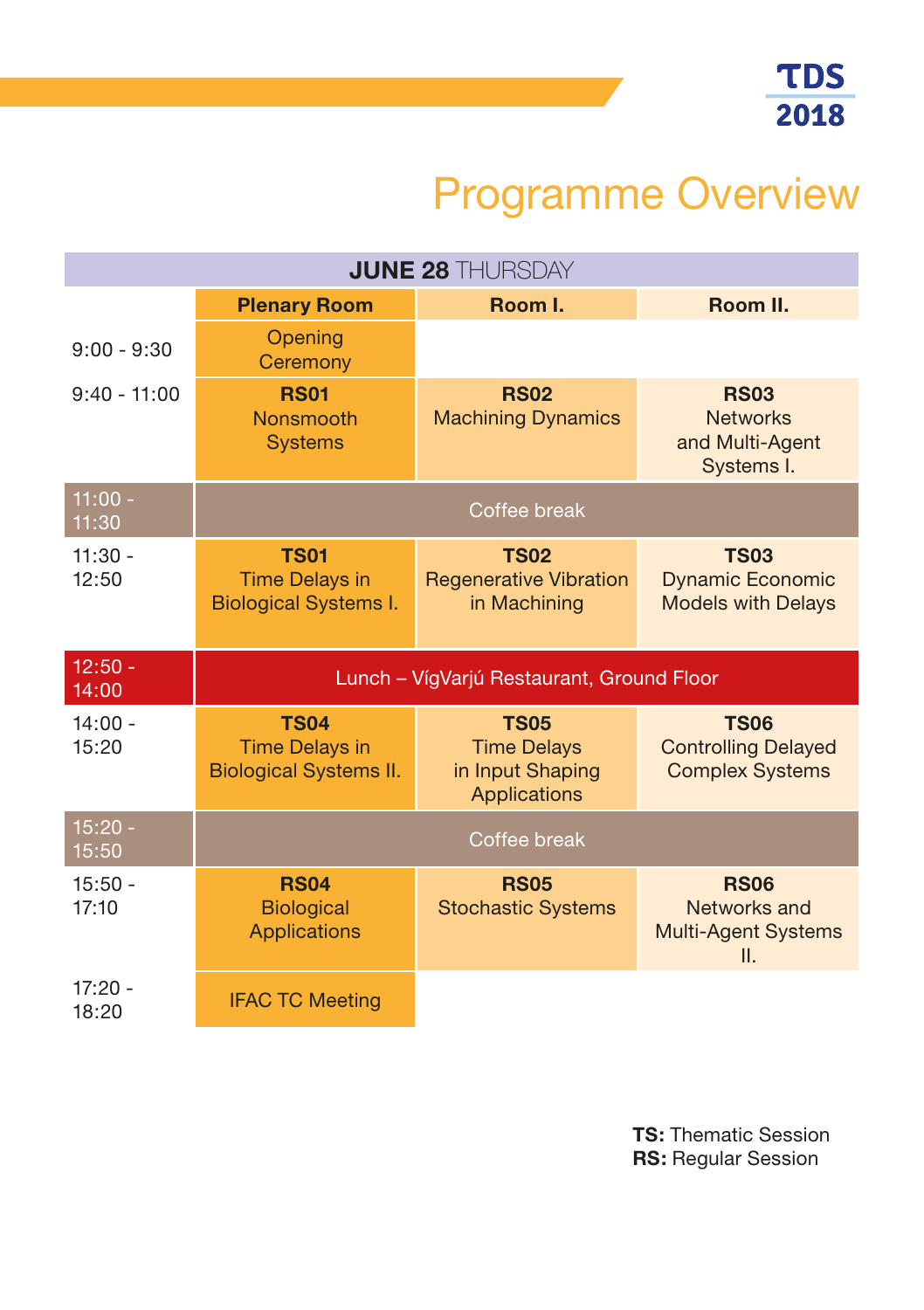TDS 2018

# Programme Overview

| JUNE 28 THURSDAY | | | |
|---|---|---|---|
| | **Plenary Room** | **Room I.** | **Room II.** |
| 9:00 - 9:30 | Opening Ceremony | | |
| 9:40 - 11:00 | **RS01** Nonsmooth Systems | **RS02** Machining Dynamics | **RS03** Networks and Multi-Agent Systems I. |
| 11:00 - 11:30 | Coffee break | | |
| 11:30 - 12:50 | **TS01** Time Delays in Biological Systems I. | **TS02** Regenerative Vibration in Machining | **TS03** Dynamic Economic Models with Delays |
| 12:50 - 14:00 | Lunch – VígVarjú Restaurant, Ground Floor | | |
| 14:00 - 15:20 | **TS04** Time Delays in Biological Systems II. | **TS05** Time Delays in Input Shaping Applications | **TS06** Controlling Delayed Complex Systems |
| 15:20 - 15:50 | Coffee break | | |
| 15:50 - 17:10 | **RS04** Biological Applications | **RS05** Stochastic Systems | **RS06** Networks and Multi-Agent Systems II. |
| 17:20 - 18:20 | IFAC TC Meeting | | |

**TS:** Thematic Session
**RS:** Regular Session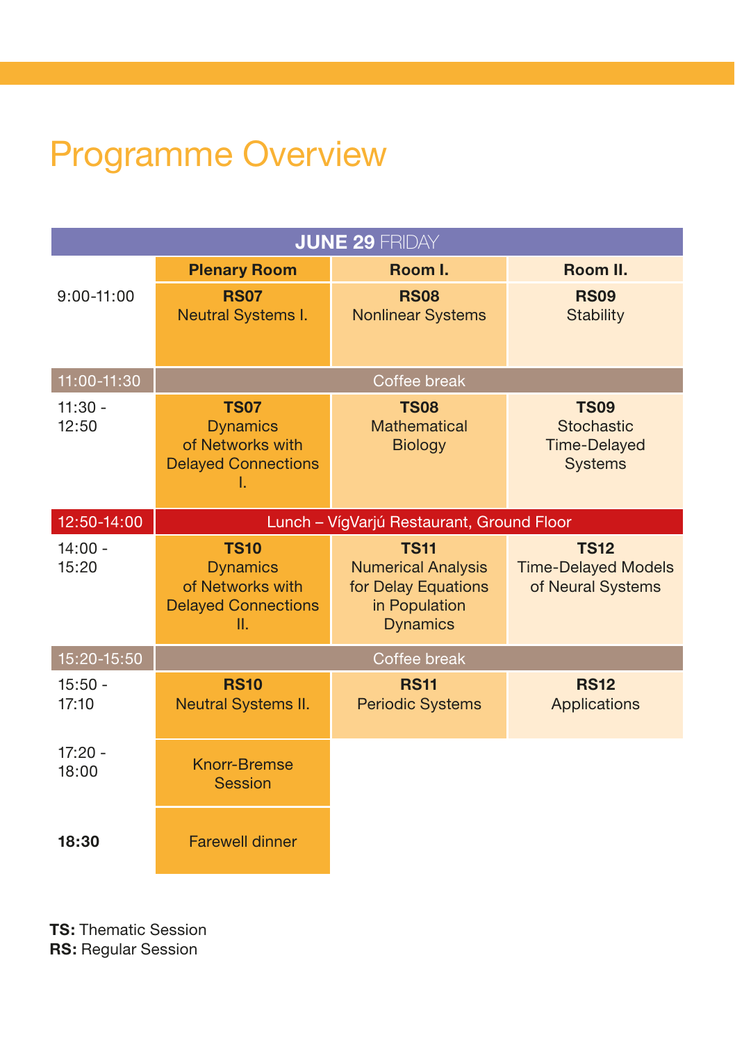# Programme Overview

| JUNE 29 FRIDAY | | | |
|---|---|---|---|
| | **Plenary Room** | **Room I.** | **Room II.** |
| 9:00-11:00 | **RS07** Neutral Systems I. | **RS08** Nonlinear Systems | **RS09** Stability |
| 11:00-11:30 | Coffee break | | |
| 11:30 - 12:50 | **TS07** Dynamics of Networks with Delayed Connections I. | **TS08** Mathematical Biology | **TS09** Stochastic Time-Delayed Systems |
| 12:50-14:00 | Lunch – VígVarjú Restaurant, Ground Floor | | |
| 14:00 - 15:20 | **TS10** Dynamics of Networks with Delayed Connections II. | **TS11** Numerical Analysis for Delay Equations in Population Dynamics | **TS12** Time-Delayed Models of Neural Systems |
| 15:20-15:50 | Coffee break | | |
| 15:50 - 17:10 | **RS10** Neutral Systems II. | **RS11** Periodic Systems | **RS12** Applications |
| 17:20 - 18:00 | Knorr-Bremse Session | | |
| **18:30** | Farewell dinner | | |

**TS:** Thematic Session
**RS:** Regular Session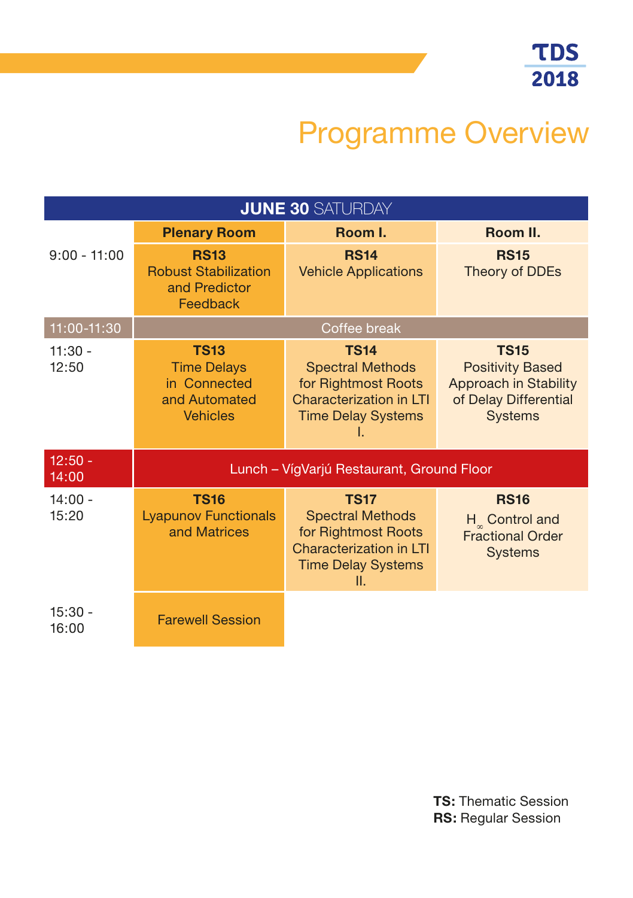# Programme Overview

| JUNE 30 SATURDAY | | | |
|---|---|---|---|
| | **Plenary Room** | **Room I.** | **Room II.** |
| 9:00 - 11:00 | **RS13** Robust Stabilization and Predictor Feedback | **RS14** Vehicle Applications | **RS15** Theory of DDEs |
| 11:00-11:30 | Coffee break | | |
| 11:30 - 12:50 | **TS13** Time Delays in Connected and Automated Vehicles | **TS14** Spectral Methods for Rightmost Roots Characterization in LTI Time Delay Systems I. | **TS15** Positivity Based Approach in Stability of Delay Differential Systems |
| 12:50 - 14:00 | Lunch – VígVarjú Restaurant, Ground Floor | | |
| 14:00 - 15:20 | **TS16** Lyapunov Functionals and Matrices | **TS17** Spectral Methods for Rightmost Roots Characterization in LTI Time Delay Systems II. | **RS16** $H_\infty$ Control and Fractional Order Systems |
| 15:30 - 16:00 | Farewell Session | | |

**TS:** Thematic Session
**RS:** Regular Session